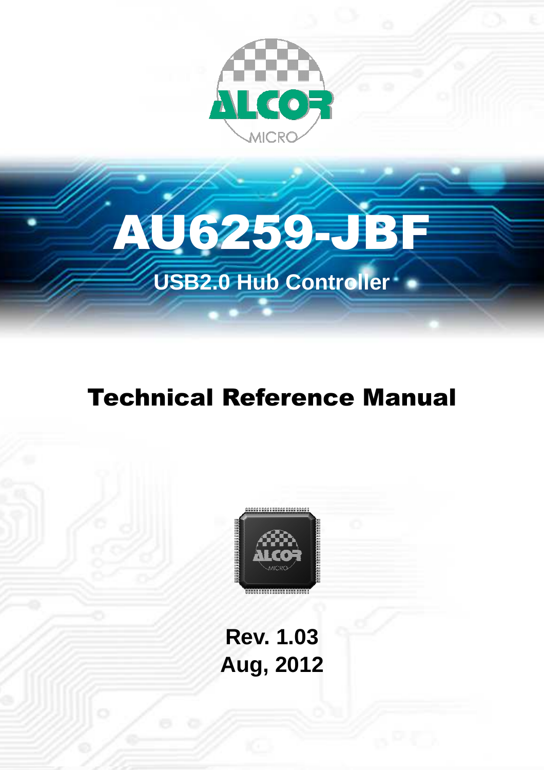# AU6259-JBF

## USB2.0 Hub Controller

# Technical Reference Manual

**Rev. 1.03**
**Aug, 2012**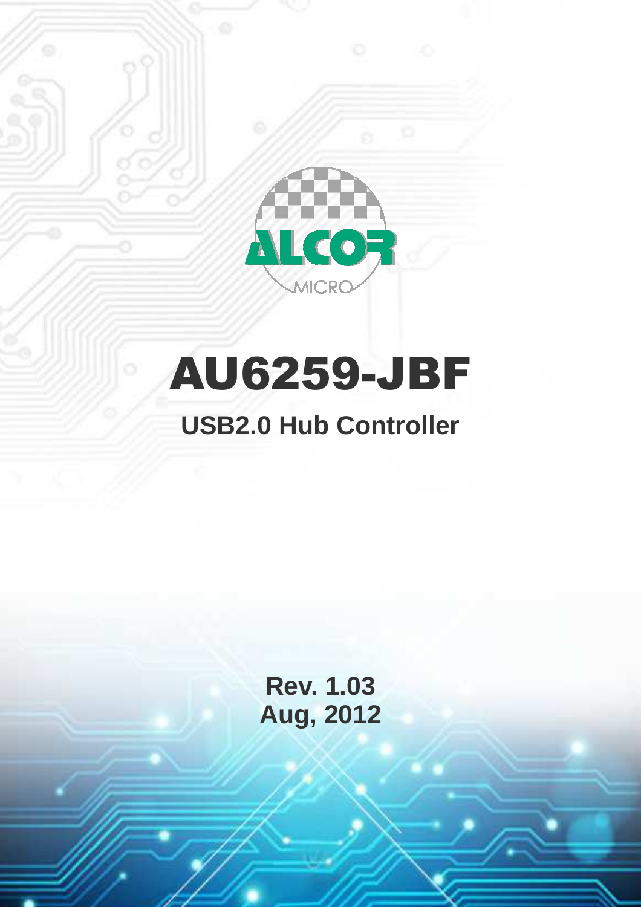# AU6259-JBF

## USB2.0 Hub Controller

**Rev. 1.03**
**Aug, 2012**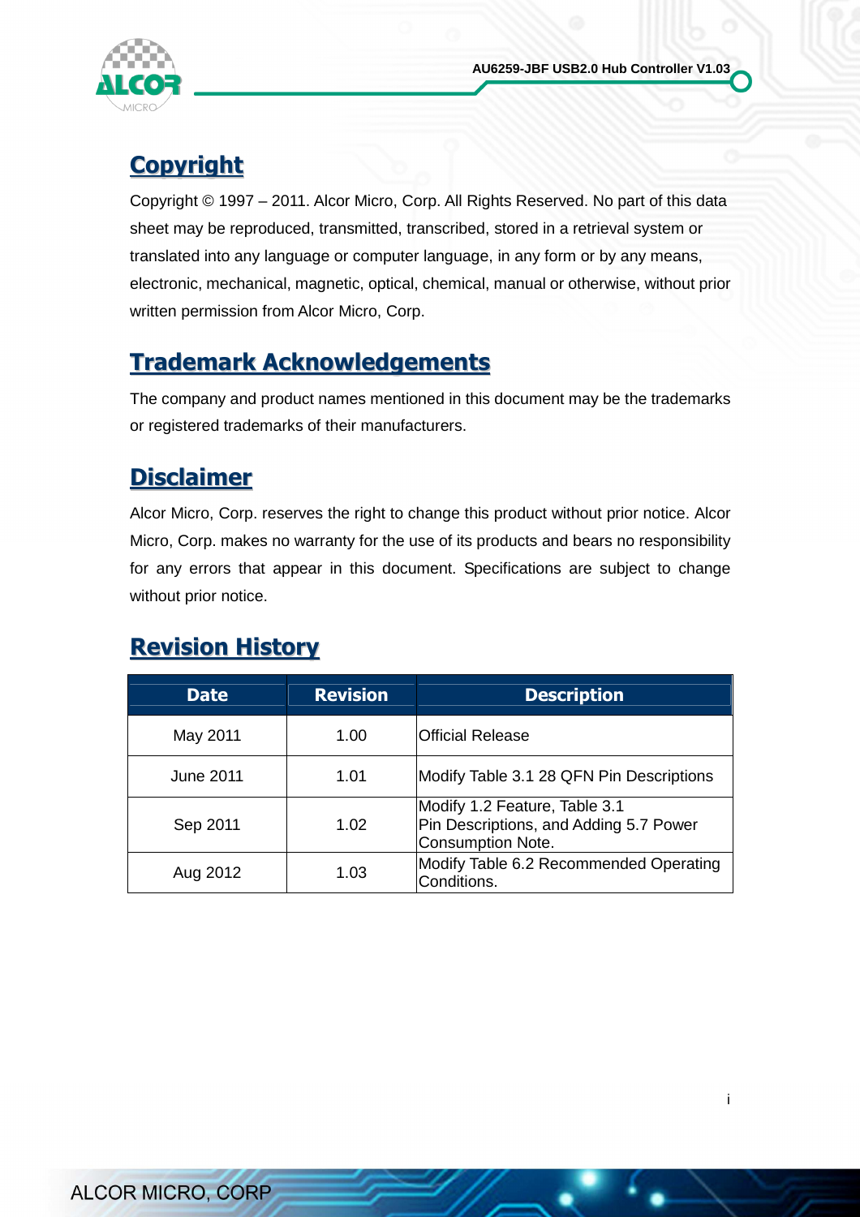## Copyright

Copyright © 1997 – 2011. Alcor Micro, Corp. All Rights Reserved. No part of this data sheet may be reproduced, transmitted, transcribed, stored in a retrieval system or translated into any language or computer language, in any form or by any means, electronic, mechanical, magnetic, optical, chemical, manual or otherwise, without prior written permission from Alcor Micro, Corp.

## Trademark Acknowledgements

The company and product names mentioned in this document may be the trademarks or registered trademarks of their manufacturers.

## Disclaimer

Alcor Micro, Corp. reserves the right to change this product without prior notice. Alcor Micro, Corp. makes no warranty for the use of its products and bears no responsibility for any errors that appear in this document. Specifications are subject to change without prior notice.

## Revision History

| Date | Revision | Description |
| --- | --- | --- |
| May 2011 | 1.00 | Official Release |
| June 2011 | 1.01 | Modify Table 3.1 28 QFN Pin Descriptions |
| Sep 2011 | 1.02 | Modify 1.2 Feature, Table 3.1 Pin Descriptions, and Adding 5.7 Power Consumption Note. |
| Aug 2012 | 1.03 | Modify Table 6.2 Recommended Operating Conditions. |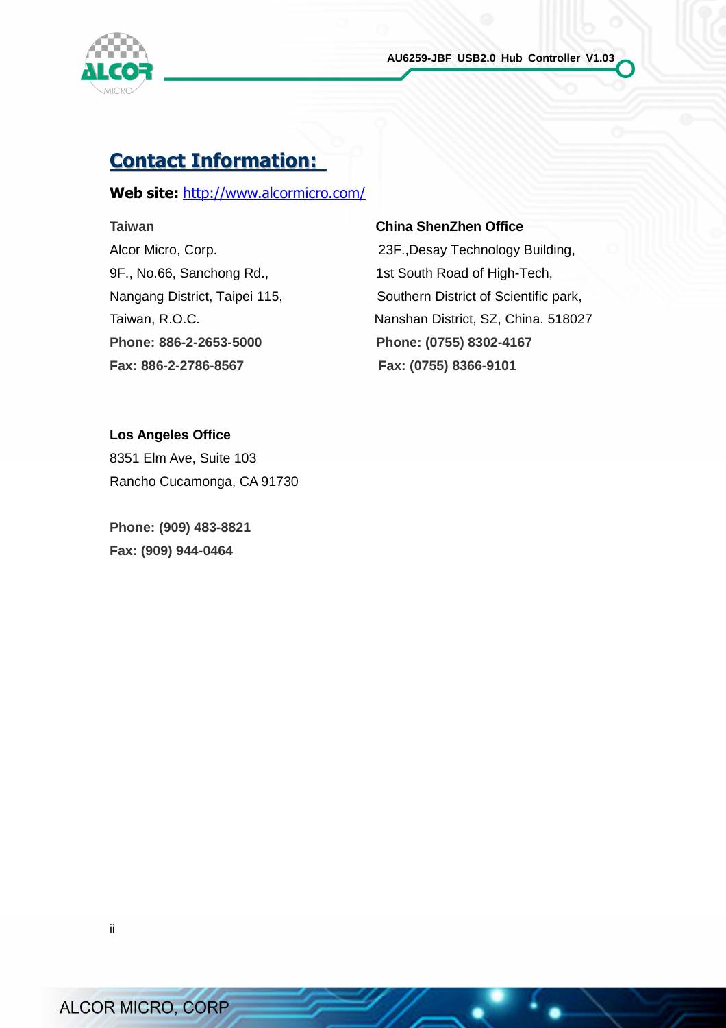## Contact Information:

**Web site:** [http://www.alcormicro.com/](http://www.alcormicro.com/)

**Taiwan**
Alcor Micro, Corp.
9F., No.66, Sanchong Rd.,
Nangang District, Taipei 115,
Taiwan, R.O.C.
**Phone: 886-2-2653-5000**
**Fax: 886-2-2786-8567**

**China ShenZhen Office**
23F.,Desay Technology Building,
1st South Road of High-Tech,
Southern District of Scientific park,
Nanshan District, SZ, China. 518027
**Phone: (0755) 8302-4167**
**Fax: (0755) 8366-9101**

**Los Angeles Office**
8351 Elm Ave, Suite 103
Rancho Cucamonga, CA 91730

**Phone: (909) 483-8821**
**Fax: (909) 944-0464**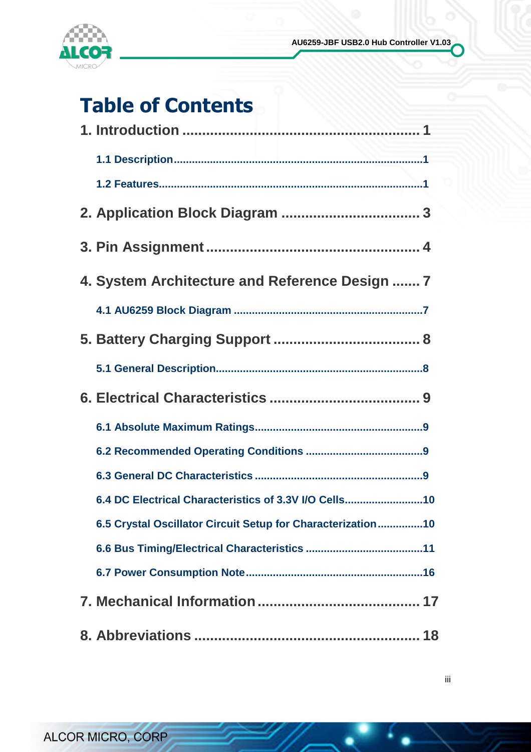# Table of Contents

1. Introduction ........................................................ 1
   - 1.1 Description ........................................................ 1
   - 1.2 Features ........................................................ 1

2. Application Block Diagram .................................. 3

3. Pin Assignment ..................................................... 4

4. System Architecture and Reference Design ....... 7
   - 4.1 AU6259 Block Diagram ........................................................ 7

5. Battery Charging Support .................................... 8
   - 5.1 General Description ........................................................ 8

6. Electrical Characteristics ..................................... 9
   - 6.1 Absolute Maximum Ratings ........................................................ 9
   - 6.2 Recommended Operating Conditions ........................................ 9
   - 6.3 General DC Characteristics ........................................................ 9
   - 6.4 DC Electrical Characteristics of 3.3V I/O Cells ......................... 10
   - 6.5 Crystal Oscillator Circuit Setup for Characterization ............... 10
   - 6.6 Bus Timing/Electrical Characteristics ........................................ 11
   - 6.7 Power Consumption Note ........................................................ 16

7. Mechanical Information ........................................ 17

8. Abbreviations ........................................................ 18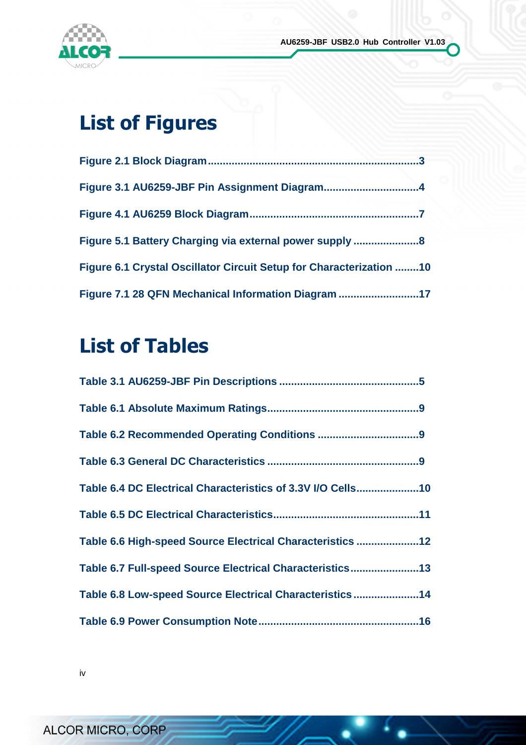# List of Figures

Figure 2.1 Block Diagram......................................................................3

Figure 3.1 AU6259-JBF Pin Assignment Diagram...............................4

Figure 4.1 AU6259 Block Diagram........................................................7

Figure 5.1 Battery Charging via external power supply ......................8

Figure 6.1 Crystal Oscillator Circuit Setup for Characterization ........10

Figure 7.1 28 QFN Mechanical Information Diagram ...........................17

# List of Tables

Table 3.1 AU6259-JBF Pin Descriptions ...............................................5

Table 6.1 Absolute Maximum Ratings...................................................9

Table 6.2 Recommended Operating Conditions ..................................9

Table 6.3 General DC Characteristics ...................................................9

Table 6.4 DC Electrical Characteristics of 3.3V I/O Cells.....................10

Table 6.5 DC Electrical Characteristics.................................................11

Table 6.6 High-speed Source Electrical Characteristics .....................12

Table 6.7 Full-speed Source Electrical Characteristics.......................13

Table 6.8 Low-speed Source Electrical Characteristics ......................14

Table 6.9 Power Consumption Note.....................................................16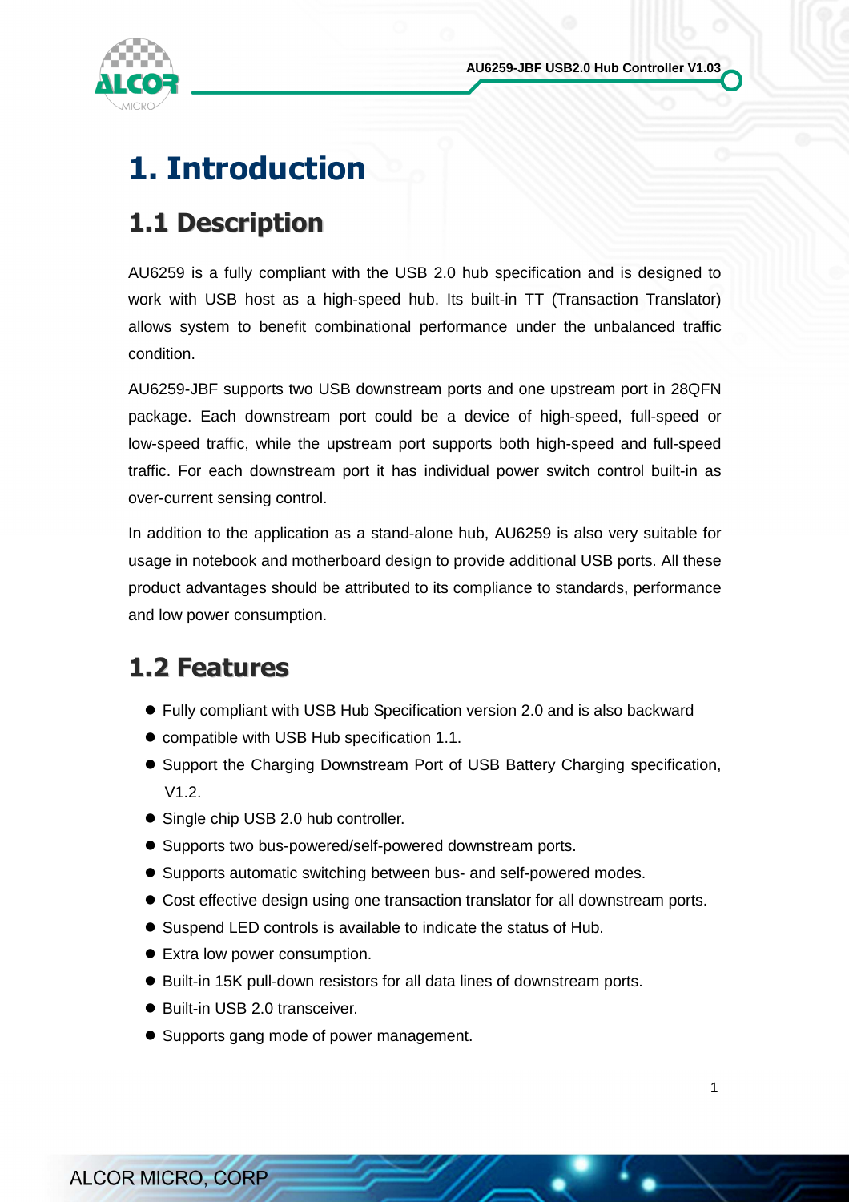# 1. Introduction

## 1.1 Description

AU6259 is a fully compliant with the USB 2.0 hub specification and is designed to work with USB host as a high-speed hub. Its built-in TT (Transaction Translator) allows system to benefit combinational performance under the unbalanced traffic condition.

AU6259-JBF supports two USB downstream ports and one upstream port in 28QFN package. Each downstream port could be a device of high-speed, full-speed or low-speed traffic, while the upstream port supports both high-speed and full-speed traffic. For each downstream port it has individual power switch control built-in as over-current sensing control.

In addition to the application as a stand-alone hub, AU6259 is also very suitable for usage in notebook and motherboard design to provide additional USB ports. All these product advantages should be attributed to its compliance to standards, performance and low power consumption.

## 1.2 Features

- Fully compliant with USB Hub Specification version 2.0 and is also backward
- compatible with USB Hub specification 1.1.
- Support the Charging Downstream Port of USB Battery Charging specification, V1.2.
- Single chip USB 2.0 hub controller.
- Supports two bus-powered/self-powered downstream ports.
- Supports automatic switching between bus- and self-powered modes.
- Cost effective design using one transaction translator for all downstream ports.
- Suspend LED controls is available to indicate the status of Hub.
- Extra low power consumption.
- Built-in 15K pull-down resistors for all data lines of downstream ports.
- Built-in USB 2.0 transceiver.
- Supports gang mode of power management.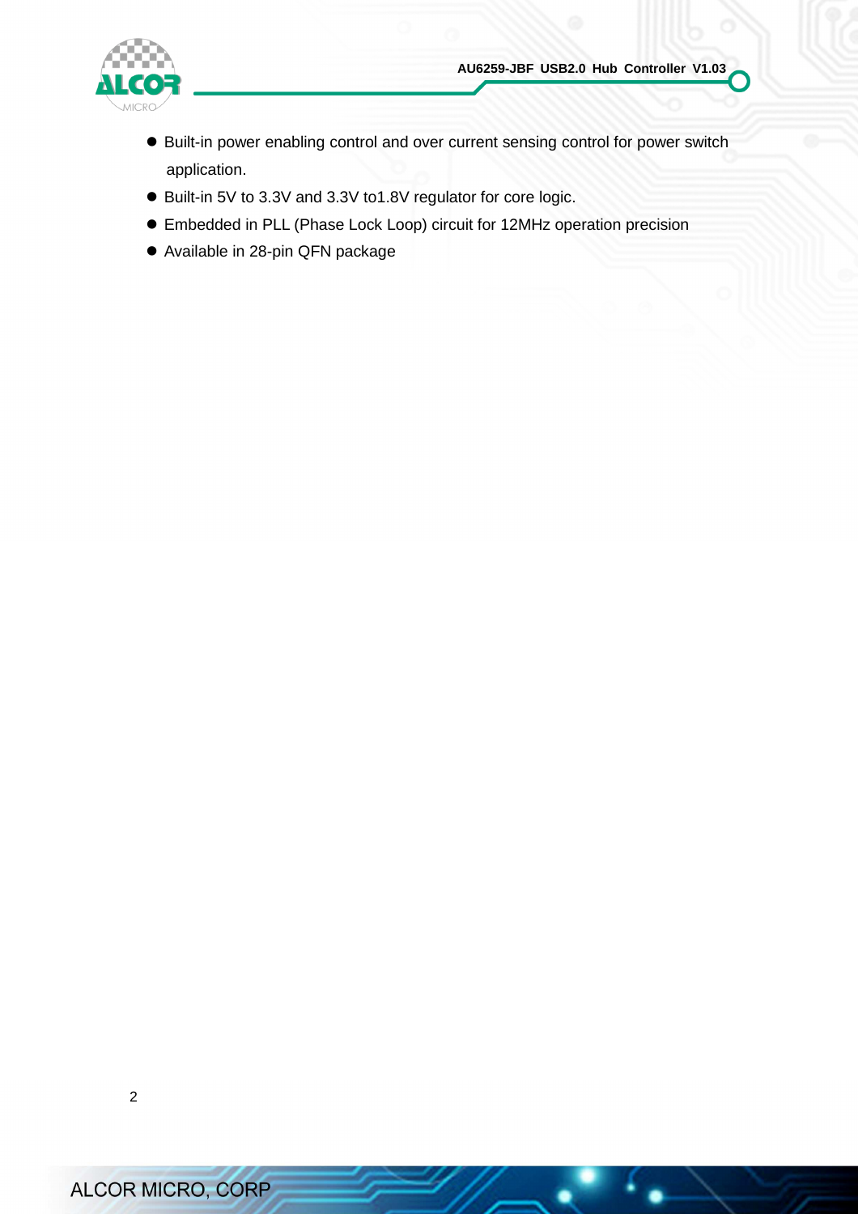- Built-in power enabling control and over current sensing control for power switch application.
- Built-in 5V to 3.3V and 3.3V to1.8V regulator for core logic.
- Embedded in PLL (Phase Lock Loop) circuit for 12MHz operation precision
- Available in 28-pin QFN package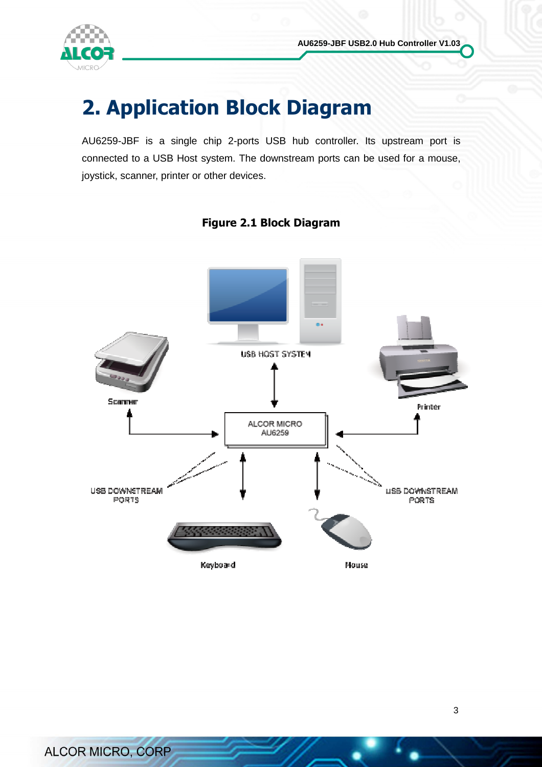# 2. Application Block Diagram

AU6259-JBF is a single chip 2-ports USB hub controller. Its upstream port is connected to a USB Host system. The downstream ports can be used for a mouse, joystick, scanner, printer or other devices.

**Figure 2.1 Block Diagram**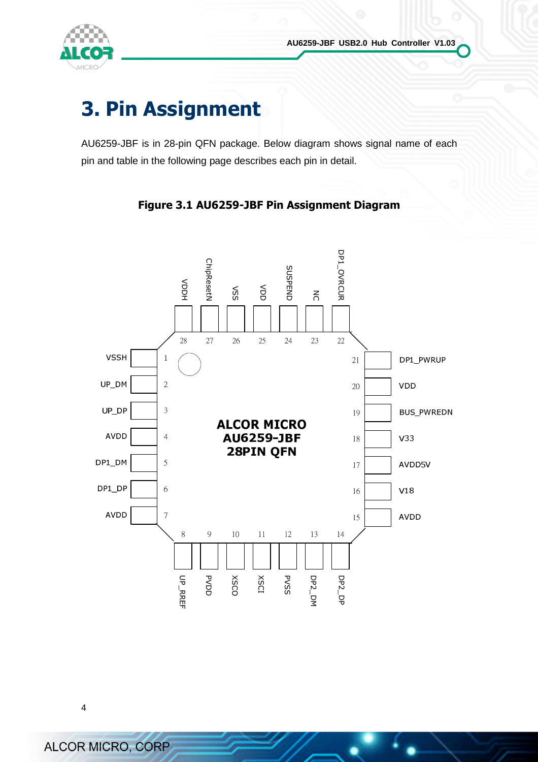# 3. Pin Assignment

AU6259-JBF is in 28-pin QFN package. Below diagram shows signal name of each pin and table in the following page describes each pin in detail.

**Figure 3.1 AU6259-JBF Pin Assignment Diagram**

ALCOR MICRO
AU6259-JBF
28PIN QFN

| Pin | Name |
|---|---|
| 1 | VSSH |
| 2 | UP_DM |
| 3 | UP_DP |
| 4 | AVDD |
| 5 | DP1_DM |
| 6 | DP1_DP |
| 7 | AVDD |
| 8 | UP_RREF |
| 9 | PVDD |
| 10 | XSCO |
| 11 | XSCI |
| 12 | PVSS |
| 13 | DP2_DM |
| 14 | DP2_DP |
| 15 | AVDD |
| 16 | V18 |
| 17 | AVDD5V |
| 18 | V33 |
| 19 | BUS_PWREDN |
| 20 | VDD |
| 21 | DP1_PWRUP |
| 22 | DP1_OVRCUR |
| 23 | NC |
| 24 | SUSPEND |
| 25 | VDD |
| 26 | VSS |
| 27 | ChipResetN |
| 28 | VDDH |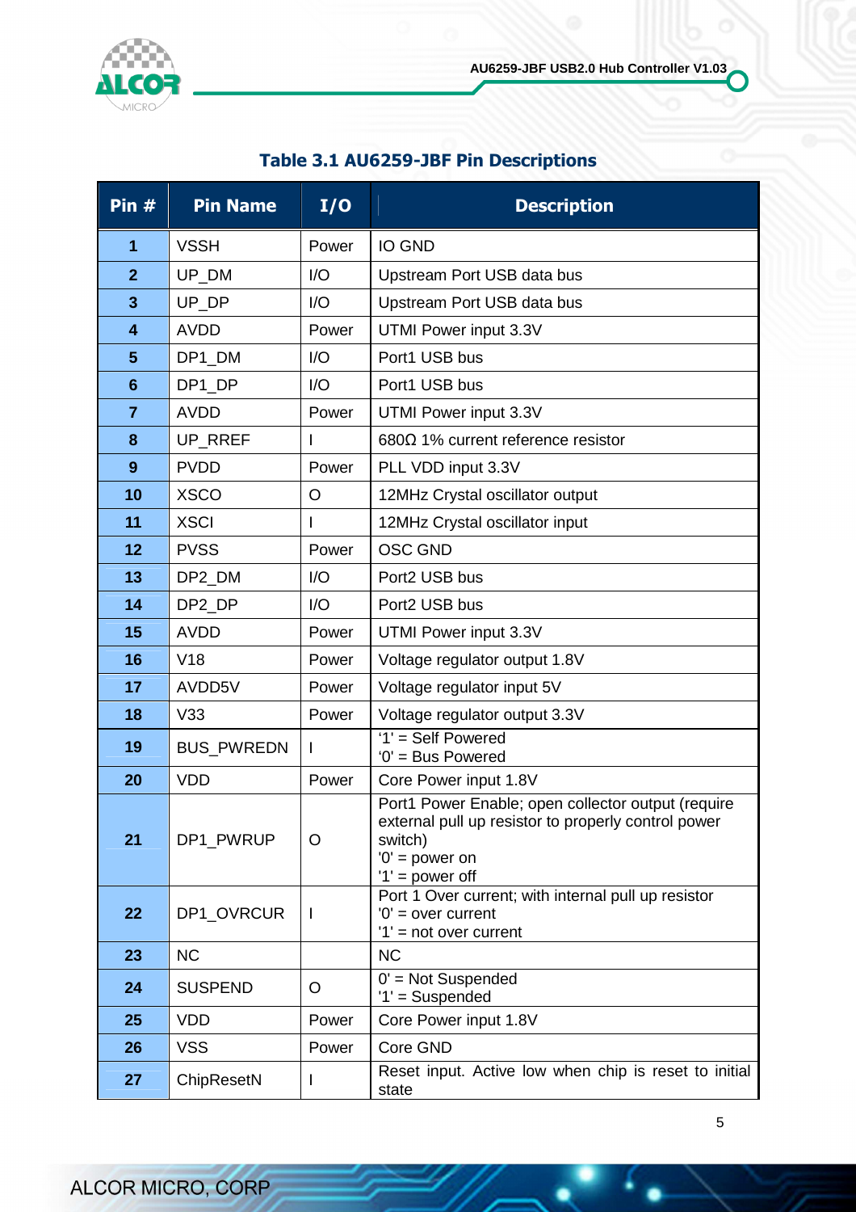**Table 3.1 AU6259-JBF Pin Descriptions**

| Pin # | Pin Name | I/O | Description |
|---|---|---|---|
| 1 | VSSH | Power | IO GND |
| 2 | UP_DM | I/O | Upstream Port USB data bus |
| 3 | UP_DP | I/O | Upstream Port USB data bus |
| 4 | AVDD | Power | UTMI Power input 3.3V |
| 5 | DP1_DM | I/O | Port1 USB bus |
| 6 | DP1_DP | I/O | Port1 USB bus |
| 7 | AVDD | Power | UTMI Power input 3.3V |
| 8 | UP_RREF | I | 680Ω 1% current reference resistor |
| 9 | PVDD | Power | PLL VDD input 3.3V |
| 10 | XSCO | O | 12MHz Crystal oscillator output |
| 11 | XSCI | I | 12MHz Crystal oscillator input |
| 12 | PVSS | Power | OSC GND |
| 13 | DP2_DM | I/O | Port2 USB bus |
| 14 | DP2_DP | I/O | Port2 USB bus |
| 15 | AVDD | Power | UTMI Power input 3.3V |
| 16 | V18 | Power | Voltage regulator output 1.8V |
| 17 | AVDD5V | Power | Voltage regulator input 5V |
| 18 | V33 | Power | Voltage regulator output 3.3V |
| 19 | BUS_PWREDN | I | '1' = Self Powered<br>'0' = Bus Powered |
| 20 | VDD | Power | Core Power input 1.8V |
| 21 | DP1_PWRUP | O | Port1 Power Enable; open collector output (require external pull up resistor to properly control power switch)<br>'0' = power on<br>'1' = power off |
| 22 | DP1_OVRCUR | I | Port 1 Over current; with internal pull up resistor<br>'0' = over current<br>'1' = not over current |
| 23 | NC | | NC |
| 24 | SUSPEND | O | 0' = Not Suspended<br>'1' = Suspended |
| 25 | VDD | Power | Core Power input 1.8V |
| 26 | VSS | Power | Core GND |
| 27 | ChipResetN | I | Reset input. Active low when chip is reset to initial state |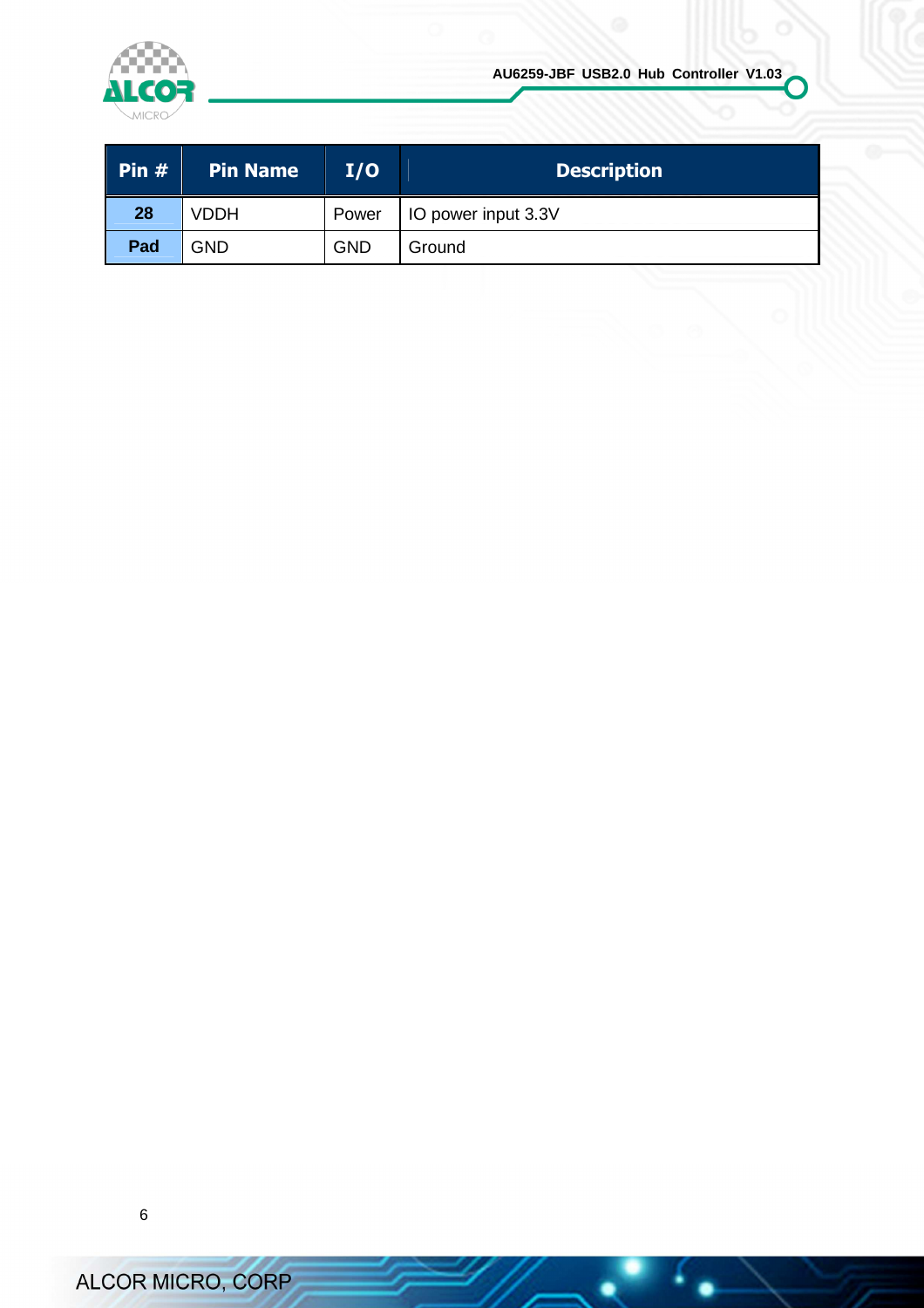| Pin # | Pin Name | I/O | Description |
|---|---|---|---|
| **28** | VDDH | Power | IO power input 3.3V |
| **Pad** | GND | GND | Ground |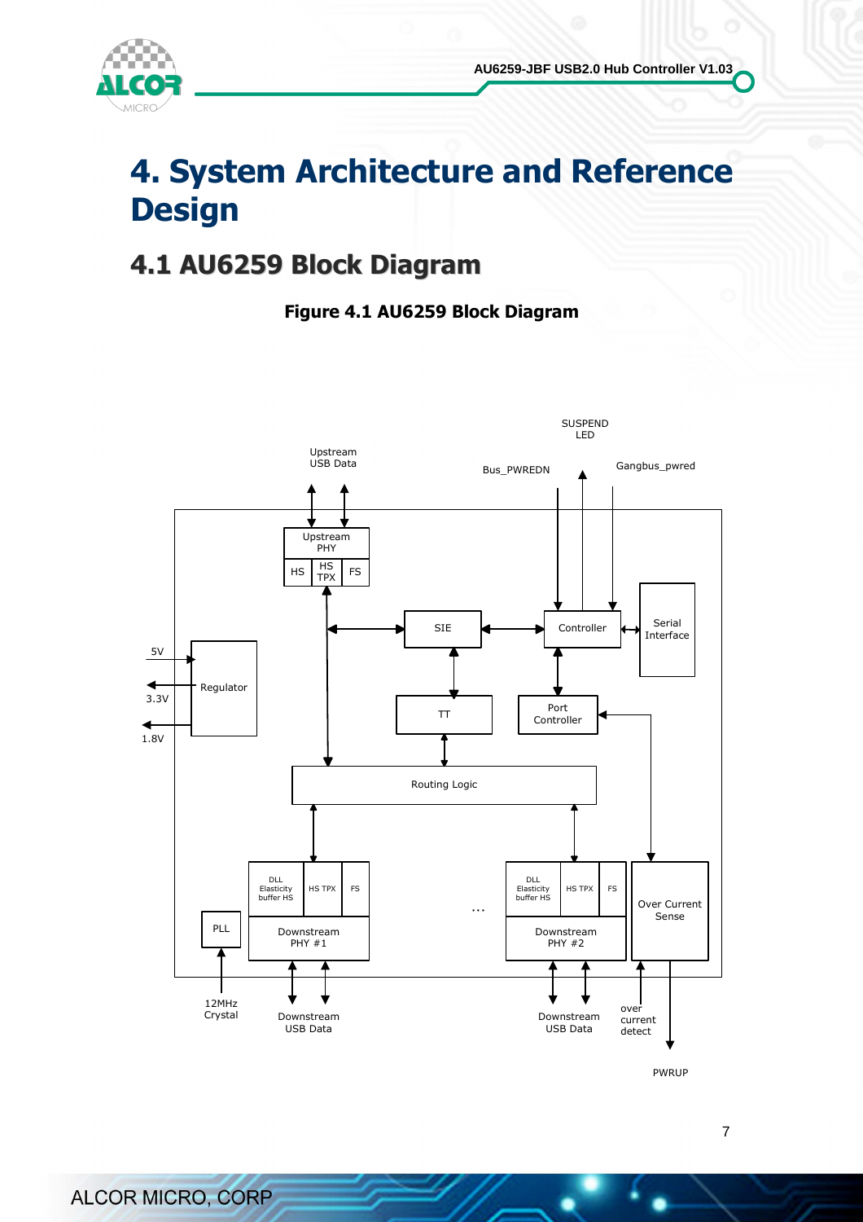# 4. System Architecture and Reference Design

## 4.1 AU6259 Block Diagram

**Figure 4.1 AU6259 Block Diagram**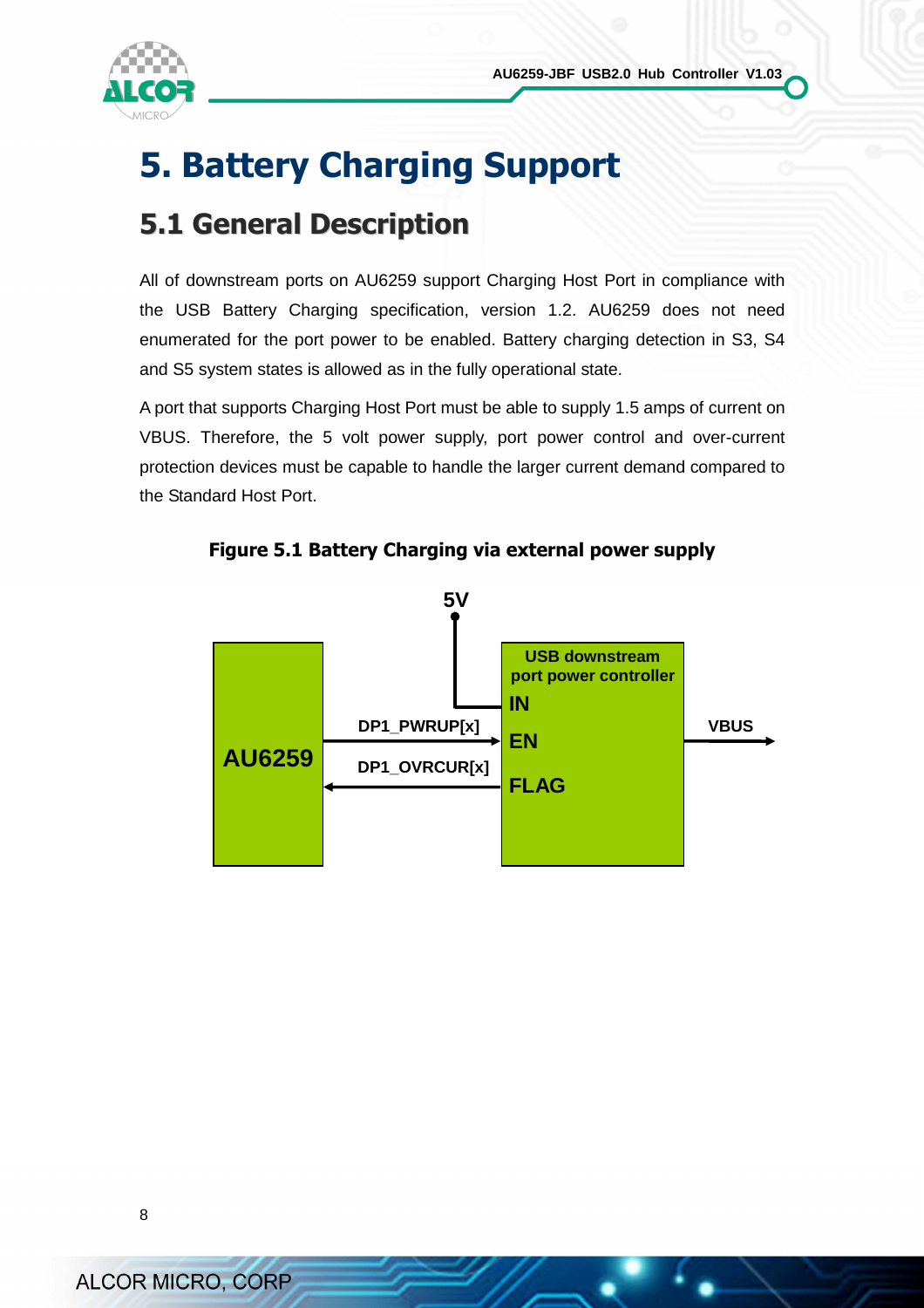# 5. Battery Charging Support

## 5.1 General Description

All of downstream ports on AU6259 support Charging Host Port in compliance with the USB Battery Charging specification, version 1.2. AU6259 does not need enumerated for the port power to be enabled. Battery charging detection in S3, S4 and S5 system states is allowed as in the fully operational state.

A port that supports Charging Host Port must be able to supply 1.5 amps of current on VBUS. Therefore, the 5 volt power supply, port power control and over-current protection devices must be capable to handle the larger current demand compared to the Standard Host Port.

**Figure 5.1 Battery Charging via external power supply**

5V

AU6259

DP1_PWRUP[x]

DP1_OVRCUR[x]

USB downstream port power controller

IN

EN

FLAG

VBUS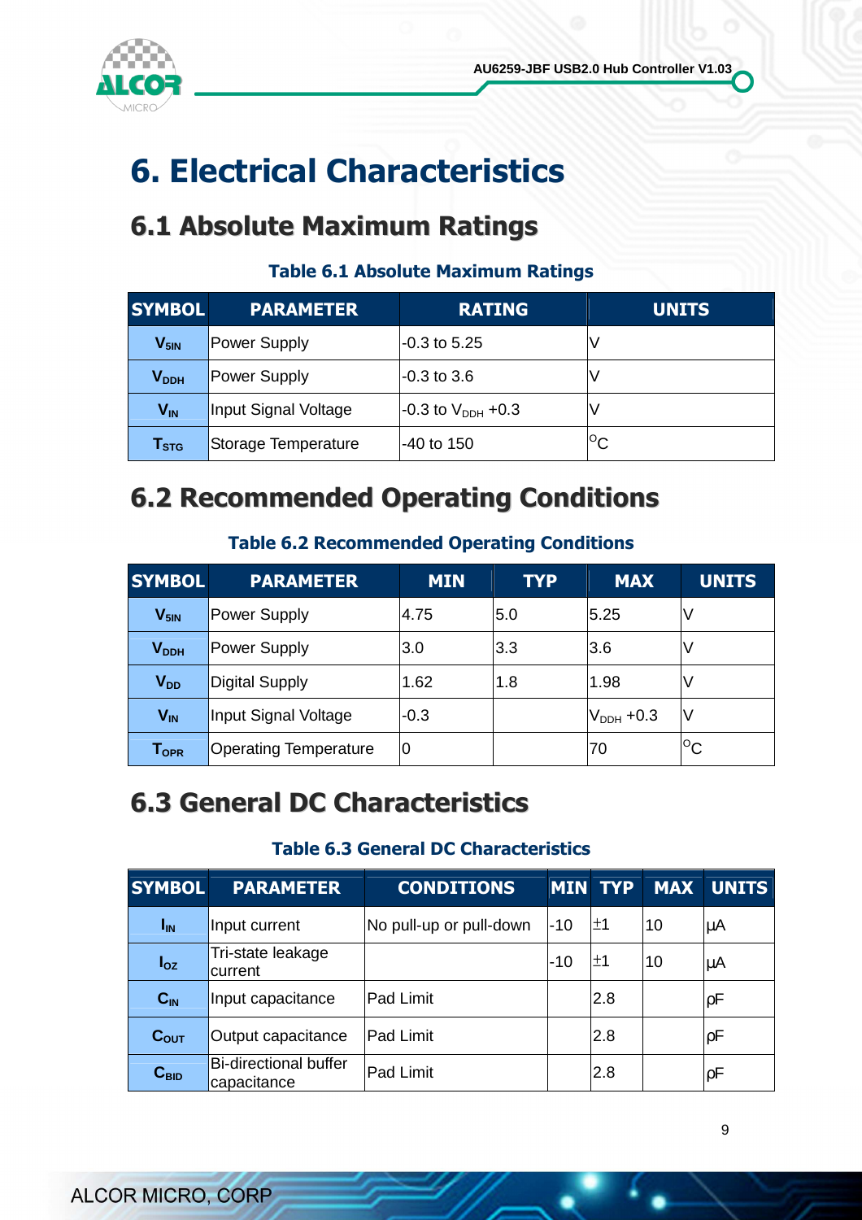# 6. Electrical Characteristics

## 6.1 Absolute Maximum Ratings

**Table 6.1 Absolute Maximum Ratings**

| SYMBOL | PARAMETER | RATING | UNITS |
|---|---|---|---|
| $V_{5IN}$ | Power Supply | -0.3 to 5.25 | V |
| $V_{DDH}$ | Power Supply | -0.3 to 3.6 | V |
| $V_{IN}$ | Input Signal Voltage | -0.3 to $V_{DDH}$ +0.3 | V |
| $T_{STG}$ | Storage Temperature | -40 to 150 | $^{o}$C |

## 6.2 Recommended Operating Conditions

**Table 6.2 Recommended Operating Conditions**

| SYMBOL | PARAMETER | MIN | TYP | MAX | UNITS |
|---|---|---|---|---|---|
| $V_{5IN}$ | Power Supply | 4.75 | 5.0 | 5.25 | V |
| $V_{DDH}$ | Power Supply | 3.0 | 3.3 | 3.6 | V |
| $V_{DD}$ | Digital Supply | 1.62 | 1.8 | 1.98 | V |
| $V_{IN}$ | Input Signal Voltage | -0.3 | | $V_{DDH}$ +0.3 | V |
| $T_{OPR}$ | Operating Temperature | 0 | | 70 | $^{o}$C |

## 6.3 General DC Characteristics

**Table 6.3 General DC Characteristics**

| SYMBOL | PARAMETER | CONDITIONS | MIN | TYP | MAX | UNITS |
|---|---|---|---|---|---|---|
| $I_{IN}$ | Input current | No pull-up or pull-down | -10 | ±1 | 10 | μA |
| $I_{OZ}$ | Tri-state leakage current | | -10 | ±1 | 10 | μA |
| $C_{IN}$ | Input capacitance | Pad Limit | | 2.8 | | ρF |
| $C_{OUT}$ | Output capacitance | Pad Limit | | 2.8 | | ρF |
| $C_{BID}$ | Bi-directional buffer capacitance | Pad Limit | | 2.8 | | ρF |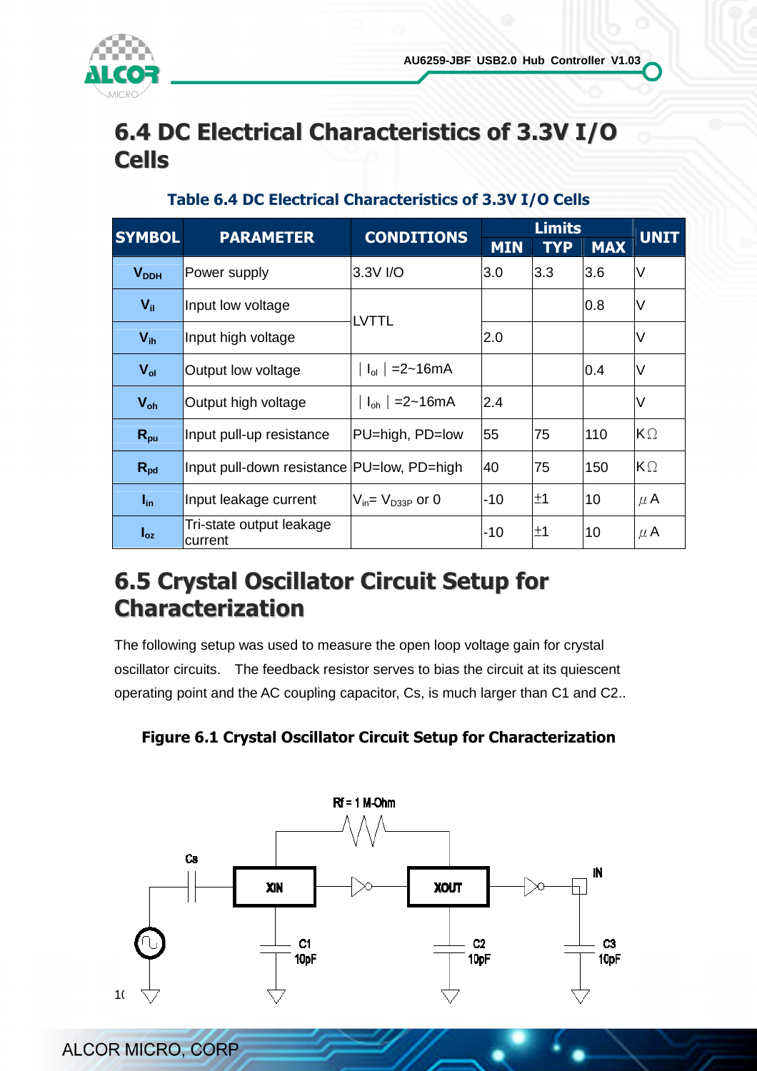## 6.4 DC Electrical Characteristics of 3.3V I/O Cells

**Table 6.4 DC Electrical Characteristics of 3.3V I/O Cells**

| SYMBOL | PARAMETER | CONDITIONS | Limits | | | UNIT |
|---|---|---|---|---|---|---|
| | | | MIN | TYP | MAX | |
| $V_{DDH}$ | Power supply | 3.3V I/O | 3.0 | 3.3 | 3.6 | V |
| $V_{il}$ | Input low voltage | LVTTL | | | 0.8 | V |
| $V_{ih}$ | Input high voltage | LVTTL | 2.0 | | | V |
| $V_{ol}$ | Output low voltage | $\lvert I_{ol} \rvert$ =2~16mA | | | 0.4 | V |
| $V_{oh}$ | Output high voltage | $\lvert I_{oh} \rvert$ =2~16mA | 2.4 | | | V |
| $R_{pu}$ | Input pull-up resistance | PU=high, PD=low | 55 | 75 | 110 | KΩ |
| $R_{pd}$ | Input pull-down resistance | PU=low, PD=high | 40 | 75 | 150 | KΩ |
| $I_{in}$ | Input leakage current | $V_{in}$= $V_{D33P}$ or 0 | -10 | ±1 | 10 | μA |
| $I_{oz}$ | Tri-state output leakage current | | -10 | ±1 | 10 | μA |

## 6.5 Crystal Oscillator Circuit Setup for Characterization

The following setup was used to measure the open loop voltage gain for crystal oscillator circuits. The feedback resistor serves to bias the circuit at its quiescent operating point and the AC coupling capacitor, Cs, is much larger than C1 and C2..

**Figure 6.1 Crystal Oscillator Circuit Setup for Characterization**

Rf = 1 M-Ohm

Cs

XIN

XOUT

IN

C1 10pF

C2 10pF

C3 10pF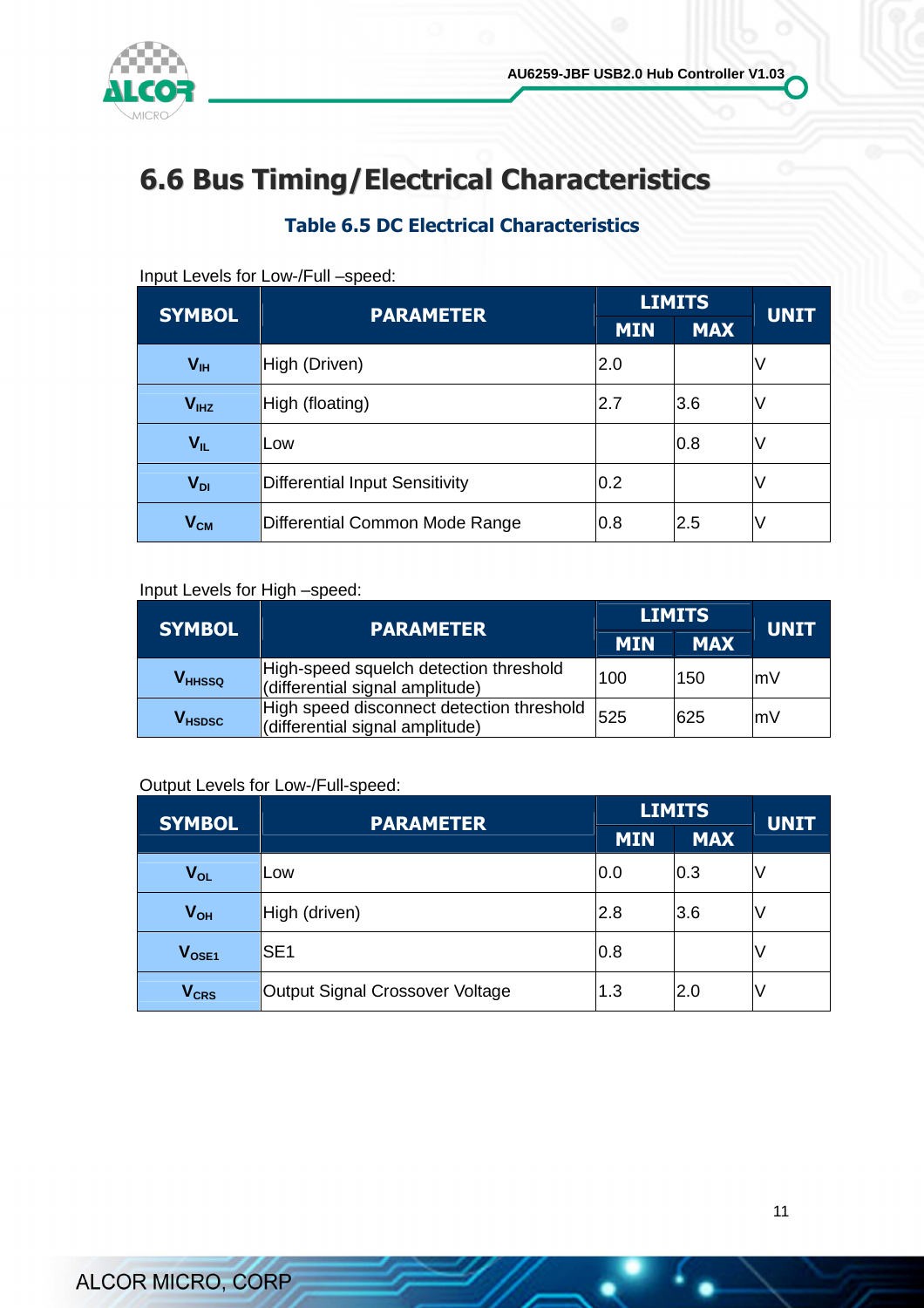## 6.6 Bus Timing/Electrical Characteristics

### Table 6.5 DC Electrical Characteristics

Input Levels for Low-/Full –speed:

| SYMBOL | PARAMETER | LIMITS | | UNIT |
|---|---|---|---|---|
| | | MIN | MAX | |
| $V_{IH}$ | High (Driven) | 2.0 | | V |
| $V_{IHZ}$ | High (floating) | 2.7 | 3.6 | V |
| $V_{IL}$ | Low | | 0.8 | V |
| $V_{DI}$ | Differential Input Sensitivity | 0.2 | | V |
| $V_{CM}$ | Differential Common Mode Range | 0.8 | 2.5 | V |

Input Levels for High –speed:

| SYMBOL | PARAMETER | LIMITS | | UNIT |
|---|---|---|---|---|
| | | MIN | MAX | |
| $V_{HHSSQ}$ | High-speed squelch detection threshold (differential signal amplitude) | 100 | 150 | mV |
| $V_{HSDSC}$ | High speed disconnect detection threshold (differential signal amplitude) | 525 | 625 | mV |

Output Levels for Low-/Full-speed:

| SYMBOL | PARAMETER | LIMITS | | UNIT |
|---|---|---|---|---|
| | | MIN | MAX | |
| $V_{OL}$ | Low | 0.0 | 0.3 | V |
| $V_{OH}$ | High (driven) | 2.8 | 3.6 | V |
| $V_{OSE1}$ | SE1 | 0.8 | | V |
| $V_{CRS}$ | Output Signal Crossover Voltage | 1.3 | 2.0 | V |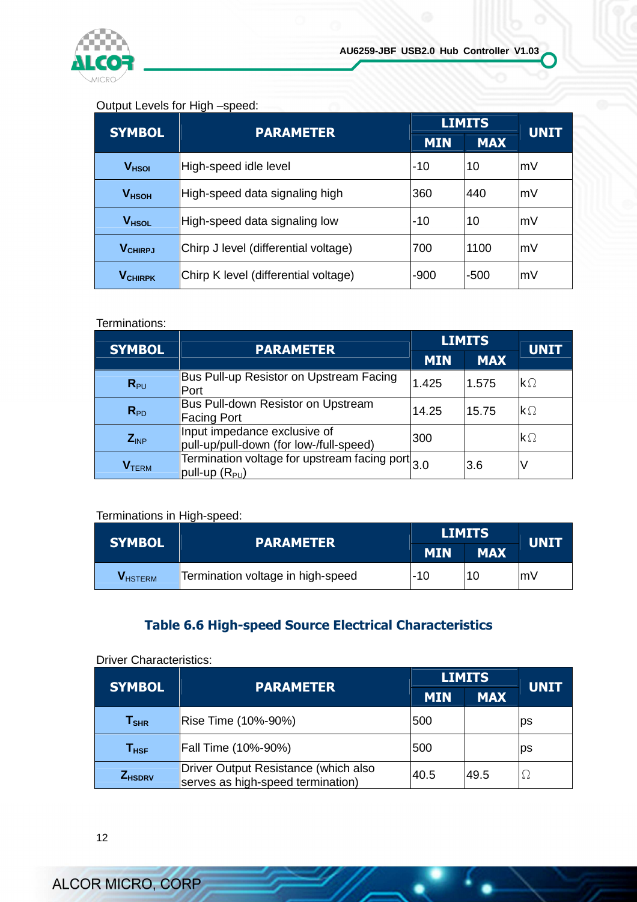Output Levels for High –speed:

| SYMBOL | PARAMETER | LIMITS | | UNIT |
|---|---|---|---|---|
| | | MIN | MAX | |
| $V_{HSOI}$ | High-speed idle level | -10 | 10 | mV |
| $V_{HSOH}$ | High-speed data signaling high | 360 | 440 | mV |
| $V_{HSOL}$ | High-speed data signaling low | -10 | 10 | mV |
| $V_{CHIRPJ}$ | Chirp J level (differential voltage) | 700 | 1100 | mV |
| $V_{CHIRPK}$ | Chirp K level (differential voltage) | -900 | -500 | mV |

Terminations:

| SYMBOL | PARAMETER | LIMITS | | UNIT |
|---|---|---|---|---|
| | | MIN | MAX | |
| $R_{PU}$ | Bus Pull-up Resistor on Upstream Facing Port | 1.425 | 1.575 | kΩ |
| $R_{PD}$ | Bus Pull-down Resistor on Upstream Facing Port | 14.25 | 15.75 | kΩ |
| $Z_{INP}$ | Input impedance exclusive of pull-up/pull-down (for low-/full-speed) | 300 | | kΩ |
| $V_{TERM}$ | Termination voltage for upstream facing port pull-up ($R_{PU}$) | 3.0 | 3.6 | V |

Terminations in High-speed:

| SYMBOL | PARAMETER | LIMITS | | UNIT |
|---|---|---|---|---|
| | | MIN | MAX | |
| $V_{HSTERM}$ | Termination voltage in high-speed | -10 | 10 | mV |

## Table 6.6 High-speed Source Electrical Characteristics

Driver Characteristics:

| SYMBOL | PARAMETER | LIMITS | | UNIT |
|---|---|---|---|---|
| | | MIN | MAX | |
| $T_{SHR}$ | Rise Time (10%-90%) | 500 | | ps |
| $T_{HSF}$ | Fall Time (10%-90%) | 500 | | ps |
| $Z_{HSDRV}$ | Driver Output Resistance (which also serves as high-speed termination) | 40.5 | 49.5 | Ω |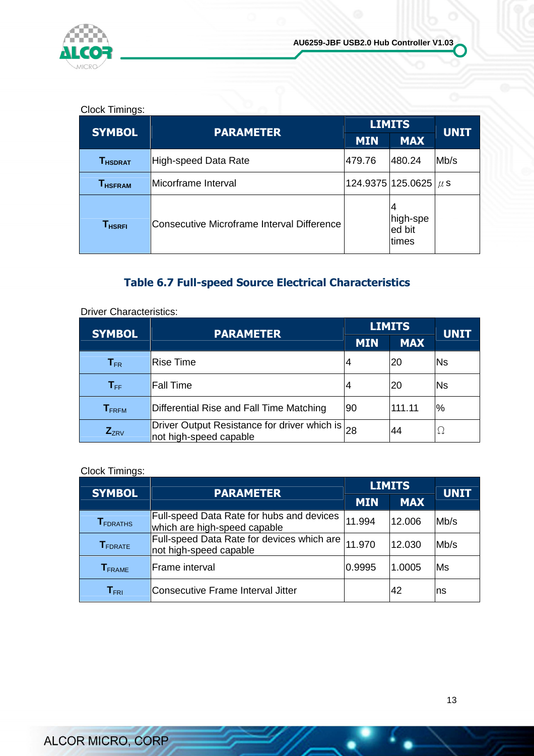Clock Timings:

| SYMBOL | PARAMETER | LIMITS | | UNIT |
|---|---|---|---|---|
| | | MIN | MAX | |
| $T_{HSDRAT}$ | High-speed Data Rate | 479.76 | 480.24 | Mb/s |
| $T_{HSFRAM}$ | Micorframe Interval | 124.9375 | 125.0625 | $\mu$ s |
| $T_{HSRFI}$ | Consecutive Microframe Interval Difference | | 4 high-speed bit times | |

## Table 6.7 Full-speed Source Electrical Characteristics

Driver Characteristics:

| SYMBOL | PARAMETER | LIMITS | | UNIT |
|---|---|---|---|---|
| | | MIN | MAX | |
| $T_{FR}$ | Rise Time | 4 | 20 | Ns |
| $T_{FF}$ | Fall Time | 4 | 20 | Ns |
| $T_{FRFM}$ | Differential Rise and Fall Time Matching | 90 | 111.11 | % |
| $Z_{ZRV}$ | Driver Output Resistance for driver which is not high-speed capable | 28 | 44 | $\Omega$ |

Clock Timings:

| SYMBOL | PARAMETER | LIMITS | | UNIT |
|---|---|---|---|---|
| | | MIN | MAX | |
| $T_{FDRATHS}$ | Full-speed Data Rate for hubs and devices which are high-speed capable | 11.994 | 12.006 | Mb/s |
| $T_{FDRATE}$ | Full-speed Data Rate for devices which are not high-speed capable | 11.970 | 12.030 | Mb/s |
| $T_{FRAME}$ | Frame interval | 0.9995 | 1.0005 | Ms |
| $T_{FRI}$ | Consecutive Frame Interval Jitter | | 42 | ns |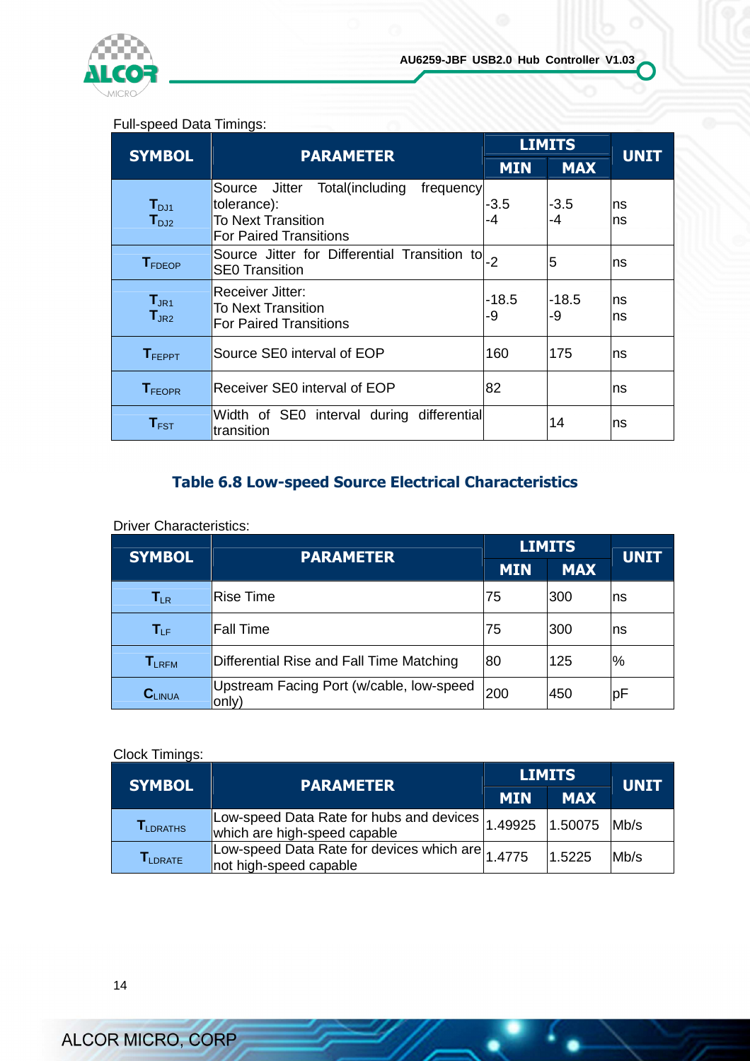Full-speed Data Timings:

| SYMBOL | PARAMETER | LIMITS | | UNIT |
|---|---|---|---|---|
| | | MIN | MAX | |
| $T_{DJ1}$<br>$T_{DJ2}$ | Source Jitter Total(including frequency tolerance):<br>To Next Transition<br>For Paired Transitions | -3.5<br>-4 | -3.5<br>-4 | ns<br>ns |
| $T_{FDEOP}$ | Source Jitter for Differential Transition to SE0 Transition | -2 | 5 | ns |
| $T_{JR1}$<br>$T_{JR2}$ | Receiver Jitter:<br>To Next Transition<br>For Paired Transitions | -18.5<br>-9 | -18.5<br>-9 | ns<br>ns |
| $T_{FEPPT}$ | Source SE0 interval of EOP | 160 | 175 | ns |
| $T_{FEOPR}$ | Receiver SE0 interval of EOP | 82 | | ns |
| $T_{FST}$ | Width of SE0 interval during differential transition | | 14 | ns |

## Table 6.8 Low-speed Source Electrical Characteristics

Driver Characteristics:

| SYMBOL | PARAMETER | LIMITS | | UNIT |
|---|---|---|---|---|
| | | MIN | MAX | |
| $T_{LR}$ | Rise Time | 75 | 300 | ns |
| $T_{LF}$ | Fall Time | 75 | 300 | ns |
| $T_{LRFM}$ | Differential Rise and Fall Time Matching | 80 | 125 | % |
| $C_{LINUA}$ | Upstream Facing Port (w/cable, low-speed only) | 200 | 450 | pF |

Clock Timings:

| SYMBOL | PARAMETER | LIMITS | | UNIT |
|---|---|---|---|---|
| | | MIN | MAX | |
| $T_{LDRATHS}$ | Low-speed Data Rate for hubs and devices which are high-speed capable | 1.49925 | 1.50075 | Mb/s |
| $T_{LDRATE}$ | Low-speed Data Rate for devices which are not high-speed capable | 1.4775 | 1.5225 | Mb/s |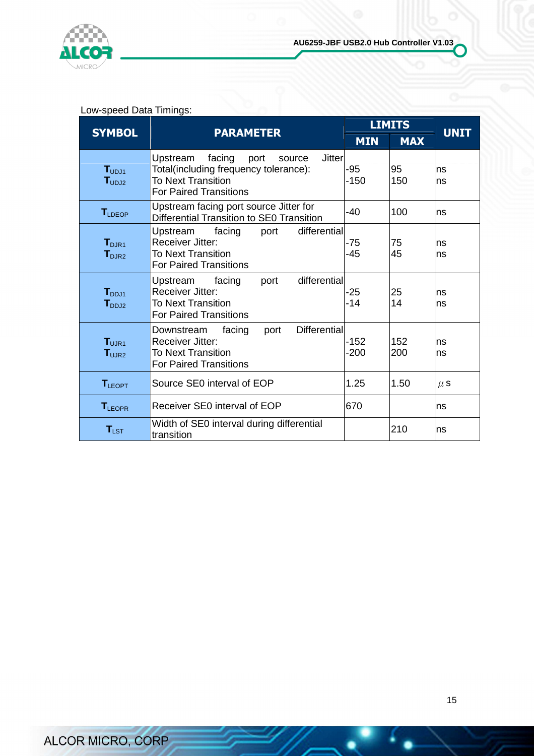Low-speed Data Timings:

| SYMBOL | PARAMETER | LIMITS | | UNIT |
|---|---|---|---|---|
| | | MIN | MAX | |
| $T_{UDJ1}$<br>$T_{UDJ2}$ | Upstream facing port source Jitter Total(including frequency tolerance):<br>To Next Transition<br>For Paired Transitions | -95<br>-150 | 95<br>150 | ns<br>ns |
| $T_{LDEOP}$ | Upstream facing port source Jitter for Differential Transition to SE0 Transition | -40 | 100 | ns |
| $T_{DJR1}$<br>$T_{DJR2}$ | Upstream facing port differential Receiver Jitter:<br>To Next Transition<br>For Paired Transitions | -75<br>-45 | 75<br>45 | ns<br>ns |
| $T_{DDJ1}$<br>$T_{DDJ2}$ | Upstream facing port differential Receiver Jitter:<br>To Next Transition<br>For Paired Transitions | -25<br>-14 | 25<br>14 | ns<br>ns |
| $T_{UJR1}$<br>$T_{UJR2}$ | Downstream facing port Differential Receiver Jitter:<br>To Next Transition<br>For Paired Transitions | -152<br>-200 | 152<br>200 | ns<br>ns |
| $T_{LEOPT}$ | Source SE0 interval of EOP | 1.25 | 1.50 | μs |
| $T_{LEOPR}$ | Receiver SE0 interval of EOP | 670 | | ns |
| $T_{LST}$ | Width of SE0 interval during differential transition | | 210 | ns |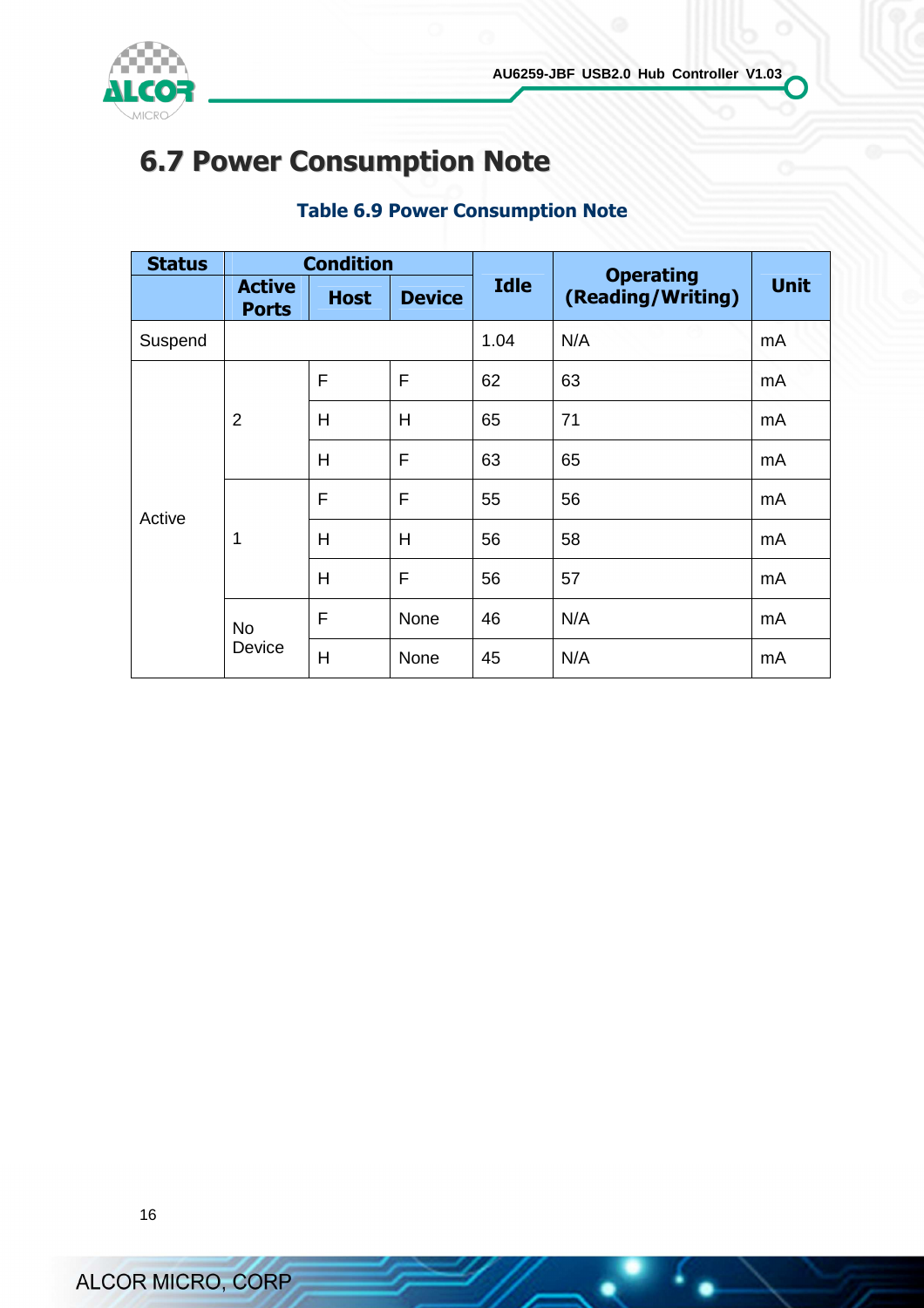## 6.7 Power Consumption Note

**Table 6.9 Power Consumption Note**

| Status | Condition | | | Idle | Operating (Reading/Writing) | Unit |
|---|---|---|---|---|---|---|
| | Active Ports | Host | Device | | | |
| Suspend | | | | 1.04 | N/A | mA |
| Active | 2 | F | F | 62 | 63 | mA |
| | | H | H | 65 | 71 | mA |
| | | H | F | 63 | 65 | mA |
| | 1 | F | F | 55 | 56 | mA |
| | | H | H | 56 | 58 | mA |
| | | H | F | 56 | 57 | mA |
| | No Device | F | None | 46 | N/A | mA |
| | | H | None | 45 | N/A | mA |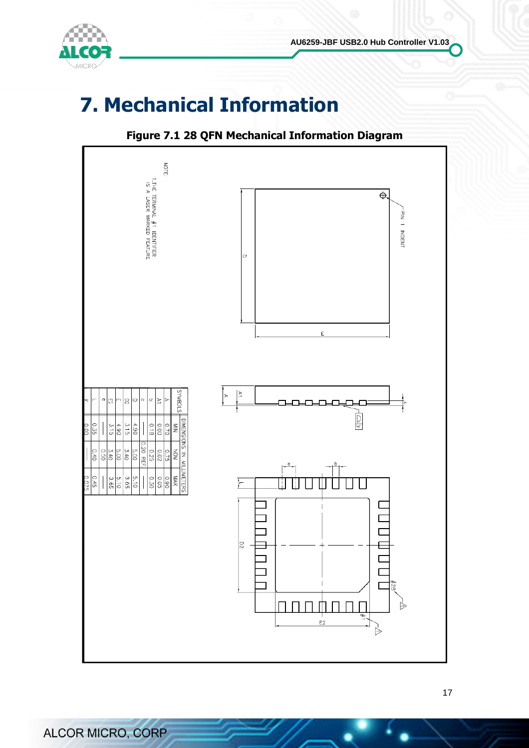# 7. Mechanical Information

**Figure 7.1 28 QFN Mechanical Information Diagram**

NOTE:
1.THE TERMINAL #1 IDENTIFIER IS A LASER MARKED FEATURE.

| SYMBOLS | DIMENSIONS IN MILLIMETERS | | |
|---|---|---|---|
| | MIN | NOM | MAX |
| A | 0.70 | 0.75 | 0.90 |
| A1 | 0.00 | 0.02 | 0.05 |
| b | 0.18 | 0.25 | 0.30 |
| c | | 0.20 REF. | |
| D | 4.90 | 5.00 | 5.10 |
| D2 | 3.15 | 3.40 | 3.65 |
| E | 4.90 | 5.00 | 5.10 |
| E2 | 3.15 | 3.40 | 3.65 |
| e | | 0.50 | |
| L | 0.35 | 0.40 | 0.45 |
| y | 0.00 | | 0.075 |

PIN 1 INDENT

D, E, A, A1, c, y, e, b, L, D2, E2, #1, #28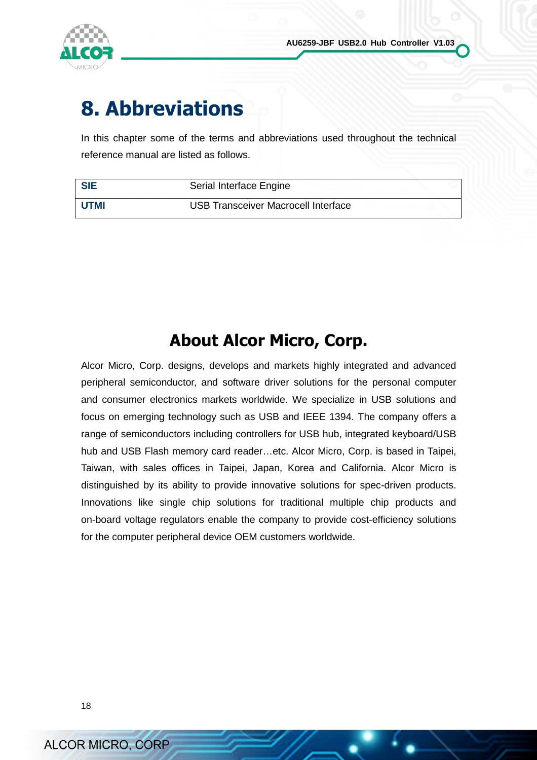# 8. Abbreviations

In this chapter some of the terms and abbreviations used throughout the technical reference manual are listed as follows.

| | |
|---|---|
| **SIE** | Serial Interface Engine |
| **UTMI** | USB Transceiver Macrocell Interface |

## About Alcor Micro, Corp.

Alcor Micro, Corp. designs, develops and markets highly integrated and advanced peripheral semiconductor, and software driver solutions for the personal computer and consumer electronics markets worldwide. We specialize in USB solutions and focus on emerging technology such as USB and IEEE 1394. The company offers a range of semiconductors including controllers for USB hub, integrated keyboard/USB hub and USB Flash memory card reader…etc. Alcor Micro, Corp. is based in Taipei, Taiwan, with sales offices in Taipei, Japan, Korea and California. Alcor Micro is distinguished by its ability to provide innovative solutions for spec-driven products. Innovations like single chip solutions for traditional multiple chip products and on-board voltage regulators enable the company to provide cost-efficiency solutions for the computer peripheral device OEM customers worldwide.